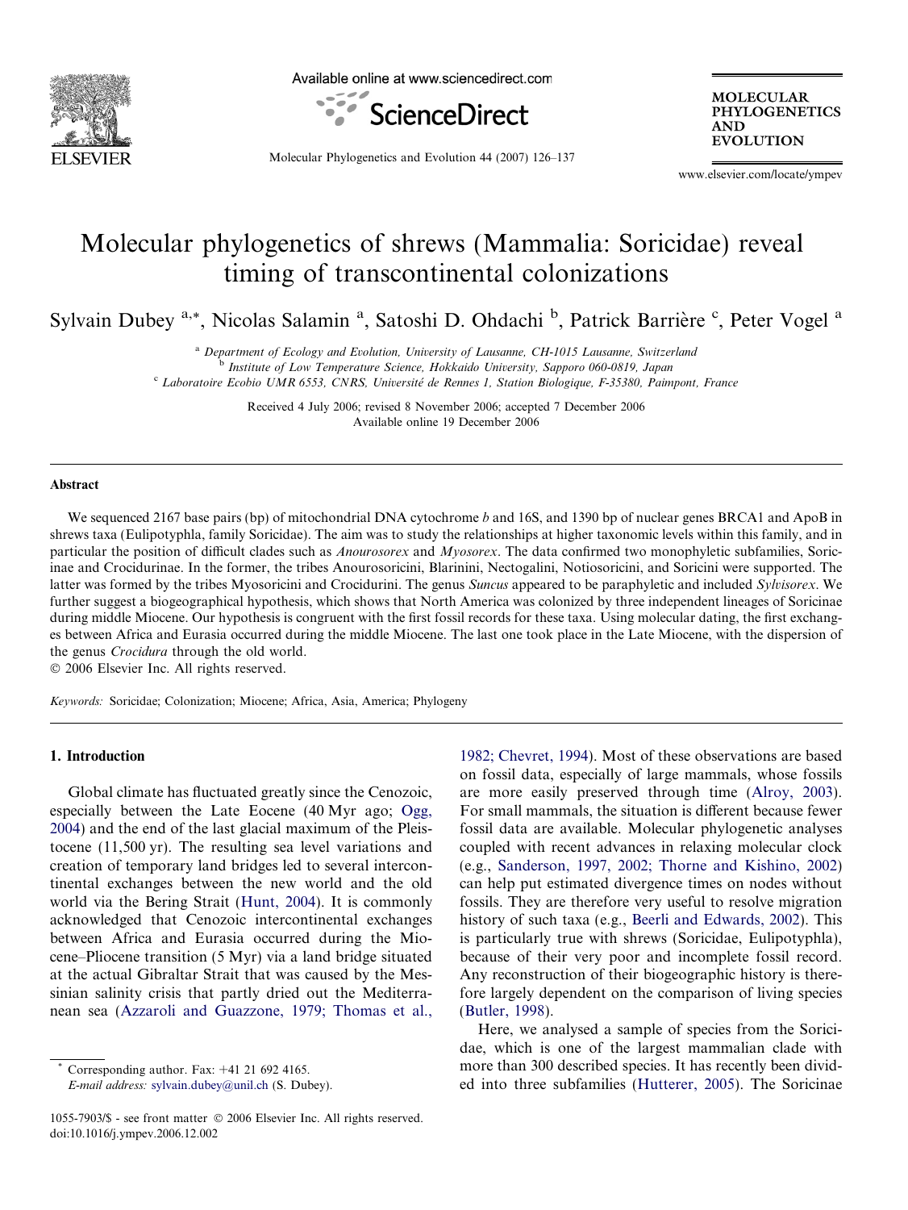# Molecular phylogenetics of shrews (Mammalia: Soricidae) reveal timing of transcontinental colonizations

Sylvain Dubey [a,*], Nicolas Salamin [a], Satoshi D. Ohdachi [b], Patrick Barrière [c], Peter Vogel [a]

[a] *Department of Ecology and Evolution, University of Lausanne, CH-1015 Lausanne, Switzerland*

[b] *Institute of Low Temperature Science, Hokkaido University, Sapporo 060-0819, Japan*

[c] *Laboratoire Ecobio UMR 6553, CNRS, Université de Rennes 1, Station Biologique, F-35380, Paimpont, France*

Received 4 July 2006; revised 8 November 2006; accepted 7 December 2006
Available online 19 December 2006

## Abstract

We sequenced 2167 base pairs (bp) of mitochondrial DNA cytochrome *b* and 16S, and 1390 bp of nuclear genes BRCA1 and ApoB in shrews taxa (Eulipotyphla, family Soricidae). The aim was to study the relationships at higher taxonomic levels within this family, and in particular the position of difficult clades such as *Anourosorex* and *Myosorex*. The data confirmed two monophyletic subfamilies, Soricinae and Crocidurinae. In the former, the tribes Anourosoricini, Blarinini, Nectogalini, Notiosoricini, and Soricini were supported. The latter was formed by the tribes Myosoricini and Crocidurini. The genus *Suncus* appeared to be paraphyletic and included *Sylvisorex*. We further suggest a biogeographical hypothesis, which shows that North America was colonized by three independent lineages of Soricinae during middle Miocene. Our hypothesis is congruent with the first fossil records for these taxa. Using molecular dating, the first exchanges between Africa and Eurasia occurred during the middle Miocene. The last one took place in the Late Miocene, with the dispersion of the genus *Crocidura* through the old world.

© 2006 Elsevier Inc. All rights reserved.

*Keywords:* Soricidae; Colonization; Miocene; Africa, Asia, America; Phylogeny

## 1. Introduction

Global climate has fluctuated greatly since the Cenozoic, especially between the Late Eocene (40 Myr ago; Ogg, 2004) and the end of the last glacial maximum of the Pleistocene (11,500 yr). The resulting sea level variations and creation of temporary land bridges led to several intercontinental exchanges between the new world and the old world via the Bering Strait (Hunt, 2004). It is commonly acknowledged that Cenozoic intercontinental exchanges between Africa and Eurasia occurred during the Miocene–Pliocene transition (5 Myr) via a land bridge situated at the actual Gibraltar Strait that was caused by the Messinian salinity crisis that partly dried out the Mediterranean sea (Azzaroli and Guazzone, 1979; Thomas et al., 1982; Chevret, 1994). Most of these observations are based on fossil data, especially of large mammals, whose fossils are more easily preserved through time (Alroy, 2003). For small mammals, the situation is different because fewer fossil data are available. Molecular phylogenetic analyses coupled with recent advances in relaxing molecular clock (e.g., Sanderson, 1997, 2002; Thorne and Kishino, 2002) can help put estimated divergence times on nodes without fossils. They are therefore very useful to resolve migration history of such taxa (e.g., Beerli and Edwards, 2002). This is particularly true with shrews (Soricidae, Eulipotyphla), because of their very poor and incomplete fossil record. Any reconstruction of their biogeographic history is therefore largely dependent on the comparison of living species (Butler, 1998).

Here, we analysed a sample of species from the Soricidae, which is one of the largest mammalian clade with more than 300 described species. It has recently been divided into three subfamilies (Hutterer, 2005). The Soricinae

\* Corresponding author. Fax: +41 21 692 4165.
*E-mail address:* sylvain.dubey@unil.ch (S. Dubey).

1055-7903/$ - see front matter © 2006 Elsevier Inc. All rights reserved.
doi:10.1016/j.ympev.2006.12.002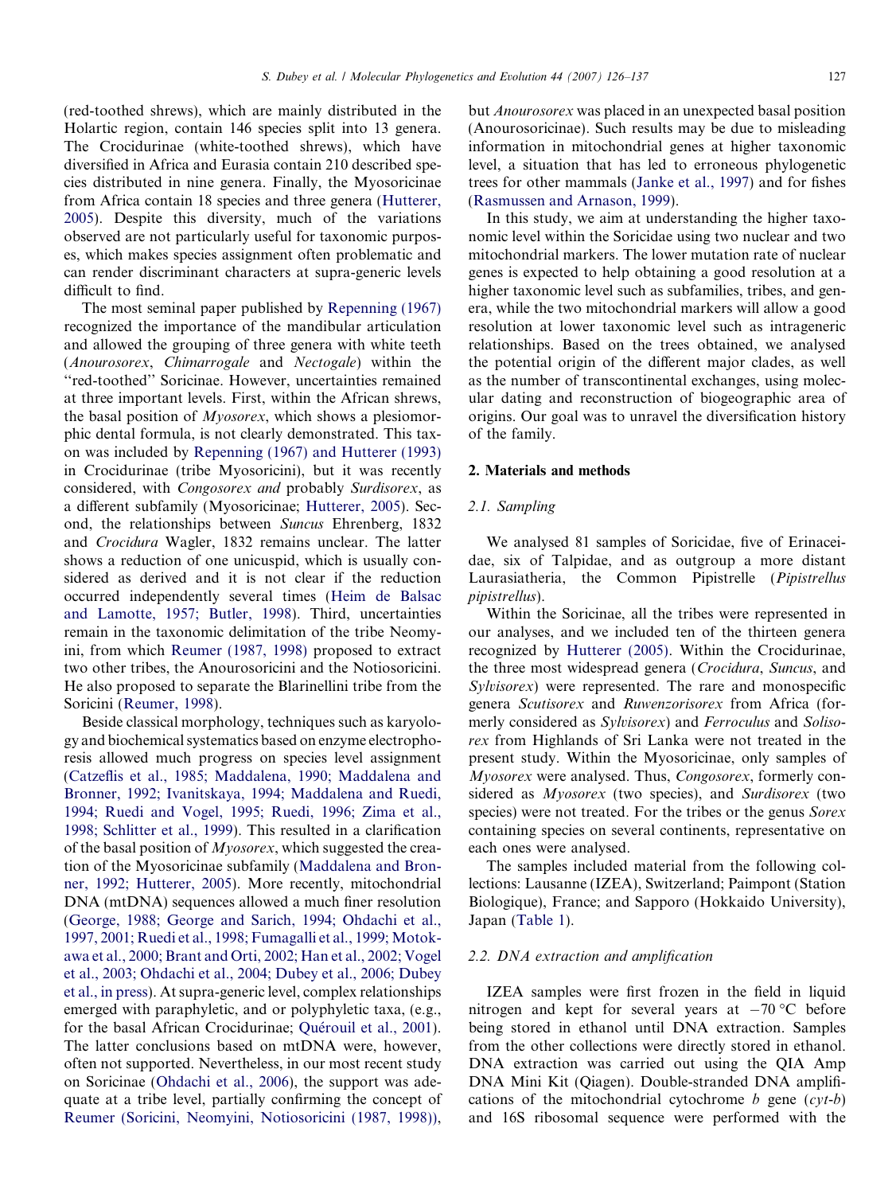(red-toothed shrews), which are mainly distributed in the Holartic region, contain 146 species split into 13 genera. The Crocidurinae (white-toothed shrews), which have diversified in Africa and Eurasia contain 210 described species distributed in nine genera. Finally, the Myosoricinae from Africa contain 18 species and three genera (Hutterer, 2005). Despite this diversity, much of the variations observed are not particularly useful for taxonomic purposes, which makes species assignment often problematic and can render discriminant characters at supra-generic levels difficult to find.

The most seminal paper published by Repenning (1967) recognized the importance of the mandibular articulation and allowed the grouping of three genera with white teeth (*Anourosorex*, *Chimarrogale* and *Nectogale*) within the "red-toothed" Soricinae. However, uncertainties remained at three important levels. First, within the African shrews, the basal position of *Myosorex*, which shows a plesiomorphic dental formula, is not clearly demonstrated. This taxon was included by Repenning (1967) and Hutterer (1993) in Crocidurinae (tribe Myosoricini), but it was recently considered, with *Congosorex and* probably *Surdisorex*, as a different subfamily (Myosoricinae; Hutterer, 2005). Second, the relationships between *Suncus* Ehrenberg, 1832 and *Crocidura* Wagler, 1832 remains unclear. The latter shows a reduction of one unicuspid, which is usually considered as derived and it is not clear if the reduction occurred independently several times (Heim de Balsac and Lamotte, 1957; Butler, 1998). Third, uncertainties remain in the taxonomic delimitation of the tribe Neomyini, from which Reumer (1987, 1998) proposed to extract two other tribes, the Anourosoricini and the Notiosoricini. He also proposed to separate the Blarinellini tribe from the Soricini (Reumer, 1998).

Beside classical morphology, techniques such as karyology and biochemical systematics based on enzyme electrophoresis allowed much progress on species level assignment (Catzeflis et al., 1985; Maddalena, 1990; Maddalena and Bronner, 1992; Ivanitskaya, 1994; Maddalena and Ruedi, 1994; Ruedi and Vogel, 1995; Ruedi, 1996; Zima et al., 1998; Schlitter et al., 1999). This resulted in a clarification of the basal position of *Myosorex*, which suggested the creation of the Myosoricinae subfamily (Maddalena and Bronner, 1992; Hutterer, 2005). More recently, mitochondrial DNA (mtDNA) sequences allowed a much finer resolution (George, 1988; George and Sarich, 1994; Ohdachi et al., 1997, 2001; Ruedi et al., 1998; Fumagalli et al., 1999; Motokawa et al., 2000; Brant and Orti, 2002; Han et al., 2002; Vogel et al., 2003; Ohdachi et al., 2004; Dubey et al., 2006; Dubey et al., in press). At supra-generic level, complex relationships emerged with paraphyletic, and or polyphyletic taxa, (e.g., for the basal African Crocidurinae; Quérouil et al., 2001). The latter conclusions based on mtDNA were, however, often not supported. Nevertheless, in our most recent study on Soricinae (Ohdachi et al., 2006), the support was adequate at a tribe level, partially confirming the concept of Reumer (Soricini, Neomyini, Notiosoricini (1987, 1998)), but *Anourosorex* was placed in an unexpected basal position (Anourosoricinae). Such results may be due to misleading information in mitochondrial genes at higher taxonomic level, a situation that has led to erroneous phylogenetic trees for other mammals (Janke et al., 1997) and for fishes (Rasmussen and Arnason, 1999).

In this study, we aim at understanding the higher taxonomic level within the Soricidae using two nuclear and two mitochondrial markers. The lower mutation rate of nuclear genes is expected to help obtaining a good resolution at a higher taxonomic level such as subfamilies, tribes, and genera, while the two mitochondrial markers will allow a good resolution at lower taxonomic level such as intrageneric relationships. Based on the trees obtained, we analysed the potential origin of the different major clades, as well as the number of transcontinental exchanges, using molecular dating and reconstruction of biogeographic area of origins. Our goal was to unravel the diversification history of the family.

## 2. Materials and methods

### 2.1. Sampling

We analysed 81 samples of Soricidae, five of Erinaceidae, six of Talpidae, and as outgroup a more distant Laurasiatheria, the Common Pipistrelle (*Pipistrellus pipistrellus*).

Within the Soricinae, all the tribes were represented in our analyses, and we included ten of the thirteen genera recognized by Hutterer (2005). Within the Crocidurinae, the three most widespread genera (*Crocidura*, *Suncus*, and *Sylvisorex*) were represented. The rare and monospecific genera *Scutisorex* and *Ruwenzorisorex* from Africa (formerly considered as *Sylvisorex*) and *Ferroculus* and *Solisorex* from Highlands of Sri Lanka were not treated in the present study. Within the Myosoricinae, only samples of *Myosorex* were analysed. Thus, *Congosorex*, formerly considered as *Myosorex* (two species), and *Surdisorex* (two species) were not treated. For the tribes or the genus *Sorex* containing species on several continents, representative on each ones were analysed.

The samples included material from the following collections: Lausanne (IZEA), Switzerland; Paimpont (Station Biologique), France; and Sapporo (Hokkaido University), Japan (Table 1).

### 2.2. DNA extraction and amplification

IZEA samples were first frozen in the field in liquid nitrogen and kept for several years at −70 °C before being stored in ethanol until DNA extraction. Samples from the other collections were directly stored in ethanol. DNA extraction was carried out using the QIA Amp DNA Mini Kit (Qiagen). Double-stranded DNA amplifications of the mitochondrial cytochrome *b* gene (*cyt-b*) and 16S ribosomal sequence were performed with the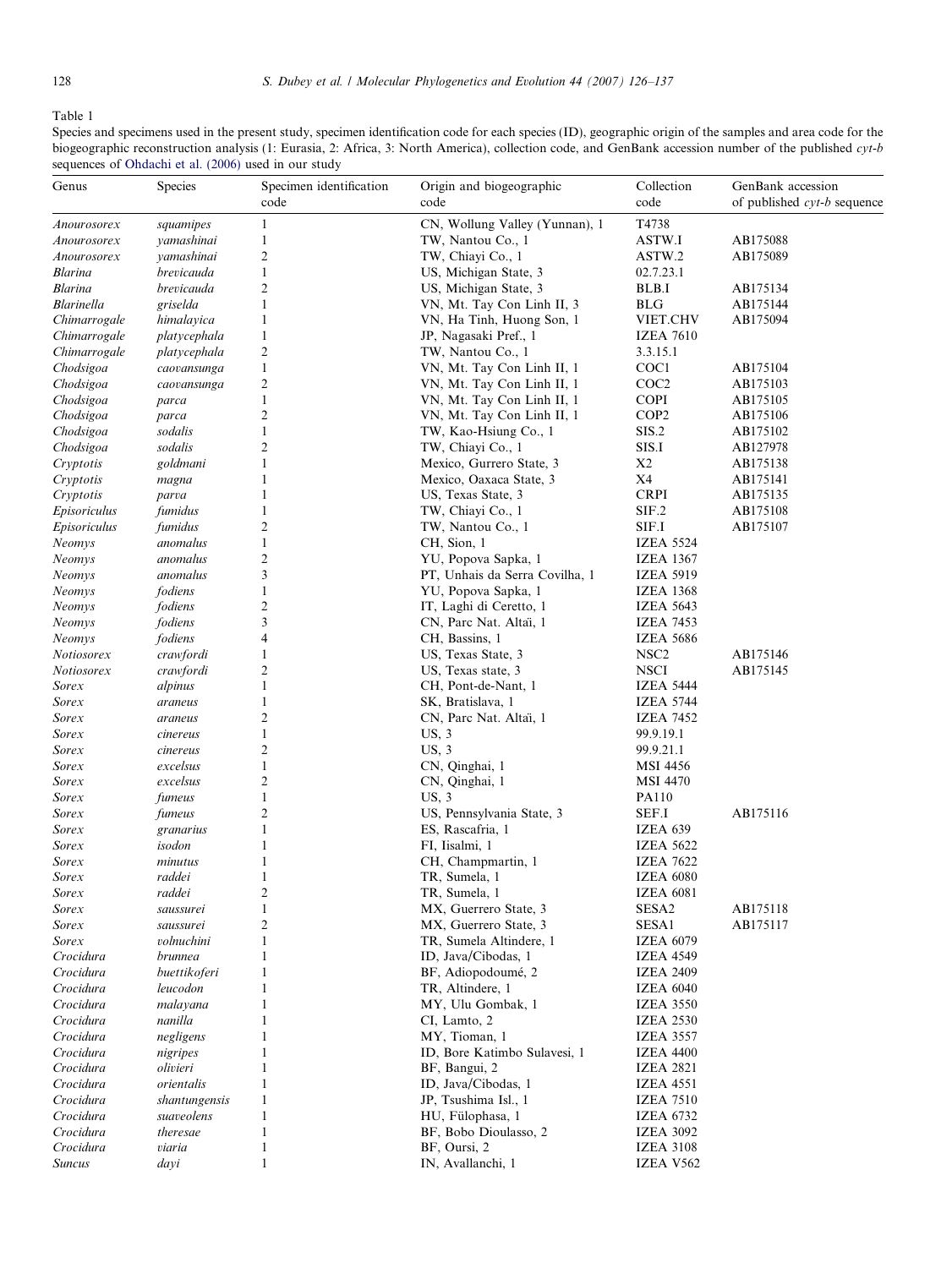Table 1
Species and specimens used in the present study, specimen identification code for each species (ID), geographic origin of the samples and area code for the biogeographic reconstruction analysis (1: Eurasia, 2: Africa, 3: North America), collection code, and GenBank accession number of the published *cyt-b* sequences of Ohdachi et al. (2006) used in our study

| Genus | Species | Specimen identification code | Origin and biogeographic code | Collection code | GenBank accession of published *cyt-b* sequence |
|---|---|---|---|---|---|
| *Anourosorex* | *squamipes* | 1 | CN, Wollung Valley (Yunnan), 1 | T4738 | |
| *Anourosorex* | *yamashinai* | 1 | TW, Nantou Co., 1 | ASTW.I | AB175088 |
| *Anourosorex* | *yamashinai* | 2 | TW, Chiayi Co., 1 | ASTW.2 | AB175089 |
| *Blarina* | *brevicauda* | 1 | US, Michigan State, 3 | 02.7.23.1 | |
| *Blarina* | *brevicauda* | 2 | US, Michigan State, 3 | BLB.I | AB175134 |
| *Blarinella* | *griselda* | 1 | VN, Mt. Tay Con Linh II, 3 | BLG | AB175144 |
| *Chimarrogale* | *himalayica* | 1 | VN, Ha Tinh, Huong Son, 1 | VIET.CHV | AB175094 |
| *Chimarrogale* | *platycephala* | 1 | JP, Nagasaki Pref., 1 | IZEA 7610 | |
| *Chimarrogale* | *platycephala* | 2 | TW, Nantou Co., 1 | 3.3.15.1 | |
| *Chodsigoa* | *caovansunga* | 1 | VN, Mt. Tay Con Linh II, 1 | COC1 | AB175104 |
| *Chodsigoa* | *caovansunga* | 2 | VN, Mt. Tay Con Linh II, 1 | COC2 | AB175103 |
| *Chodsigoa* | *parca* | 1 | VN, Mt. Tay Con Linh II, 1 | COPI | AB175105 |
| *Chodsigoa* | *parca* | 2 | VN, Mt. Tay Con Linh II, 1 | COP2 | AB175106 |
| *Chodsigoa* | *sodalis* | 1 | TW, Kao-Hsiung Co., 1 | SIS.2 | AB175102 |
| *Chodsigoa* | *sodalis* | 2 | TW, Chiayi Co., 1 | SIS.I | AB127978 |
| *Cryptotis* | *goldmani* | 1 | Mexico, Gurrero State, 3 | X2 | AB175138 |
| *Cryptotis* | *magna* | 1 | Mexico, Oaxaca State, 3 | X4 | AB175141 |
| *Cryptotis* | *parva* | 1 | US, Texas State, 3 | CRPI | AB175135 |
| *Episoriculus* | *fumidus* | 1 | TW, Chiayi Co., 1 | SIF.2 | AB175108 |
| *Episoriculus* | *fumidus* | 2 | TW, Nantou Co., 1 | SIF.I | AB175107 |
| *Neomys* | *anomalus* | 1 | CH, Sion, 1 | IZEA 5524 | |
| *Neomys* | *anomalus* | 2 | YU, Popova Sapka, 1 | IZEA 1367 | |
| *Neomys* | *anomalus* | 3 | PT, Unhais da Serra Covilha, 1 | IZEA 5919 | |
| *Neomys* | *fodiens* | 1 | YU, Popova Sapka, 1 | IZEA 1368 | |
| *Neomys* | *fodiens* | 2 | IT, Laghi di Ceretto, 1 | IZEA 5643 | |
| *Neomys* | *fodiens* | 3 | CN, Parc Nat. Altaï, 1 | IZEA 7453 | |
| *Neomys* | *fodiens* | 4 | CH, Bassins, 1 | IZEA 5686 | |
| *Notiosorex* | *crawfordi* | 1 | US, Texas State, 3 | NSC2 | AB175146 |
| *Notiosorex* | *crawfordi* | 2 | US, Texas state, 3 | NSCI | AB175145 |
| *Sorex* | *alpinus* | 1 | CH, Pont-de-Nant, 1 | IZEA 5444 | |
| *Sorex* | *araneus* | 1 | SK, Bratislava, 1 | IZEA 5744 | |
| *Sorex* | *araneus* | 2 | CN, Parc Nat. Altaï, 1 | IZEA 7452 | |
| *Sorex* | *cinereus* | 1 | US, 3 | 99.9.19.1 | |
| *Sorex* | *cinereus* | 2 | US, 3 | 99.9.21.1 | |
| *Sorex* | *excelsus* | 1 | CN, Qinghai, 1 | MSI 4456 | |
| *Sorex* | *excelsus* | 2 | CN, Qinghai, 1 | MSI 4470 | |
| *Sorex* | *fumeus* | 1 | US, 3 | PA110 | |
| *Sorex* | *fumeus* | 2 | US, Pennsylvania State, 3 | SEF.I | AB175116 |
| *Sorex* | *granarius* | 1 | ES, Rascafria, 1 | IZEA 639 | |
| *Sorex* | *isodon* | 1 | FI, Iisalmi, 1 | IZEA 5622 | |
| *Sorex* | *minutus* | 1 | CH, Champmartin, 1 | IZEA 7622 | |
| *Sorex* | *raddei* | 1 | TR, Sumela, 1 | IZEA 6080 | |
| *Sorex* | *raddei* | 2 | TR, Sumela, 1 | IZEA 6081 | |
| *Sorex* | *saussurei* | 1 | MX, Guerrero State, 3 | SESA2 | AB175118 |
| *Sorex* | *saussurei* | 2 | MX, Guerrero State, 3 | SESA1 | AB175117 |
| *Sorex* | *volnuchini* | 1 | TR, Sumela Altindere, 1 | IZEA 6079 | |
| *Crocidura* | *brunnea* | 1 | ID, Java/Cibodas, 1 | IZEA 4549 | |
| *Crocidura* | *buettikoferi* | 1 | BF, Adiopodoumé, 2 | IZEA 2409 | |
| *Crocidura* | *leucodon* | 1 | TR, Altindere, 1 | IZEA 6040 | |
| *Crocidura* | *malayana* | 1 | MY, Ulu Gombak, 1 | IZEA 3550 | |
| *Crocidura* | *nanilla* | 1 | CI, Lamto, 2 | IZEA 2530 | |
| *Crocidura* | *negligens* | 1 | MY, Tioman, 1 | IZEA 3557 | |
| *Crocidura* | *nigripes* | 1 | ID, Bore Katimbo Sulavesi, 1 | IZEA 4400 | |
| *Crocidura* | *olivieri* | 1 | BF, Bangui, 2 | IZEA 2821 | |
| *Crocidura* | *orientalis* | 1 | ID, Java/Cibodas, 1 | IZEA 4551 | |
| *Crocidura* | *shantungensis* | 1 | JP, Tsushima Isl., 1 | IZEA 7510 | |
| *Crocidura* | *suaveolens* | 1 | HU, Fülophasa, 1 | IZEA 6732 | |
| *Crocidura* | *theresae* | 1 | BF, Bobo Dioulasso, 2 | IZEA 3092 | |
| *Crocidura* | *viaria* | 1 | BF, Oursi, 2 | IZEA 3108 | |
| *Suncus* | *dayi* | 1 | IN, Avallanchi, 1 | IZEA V562 | |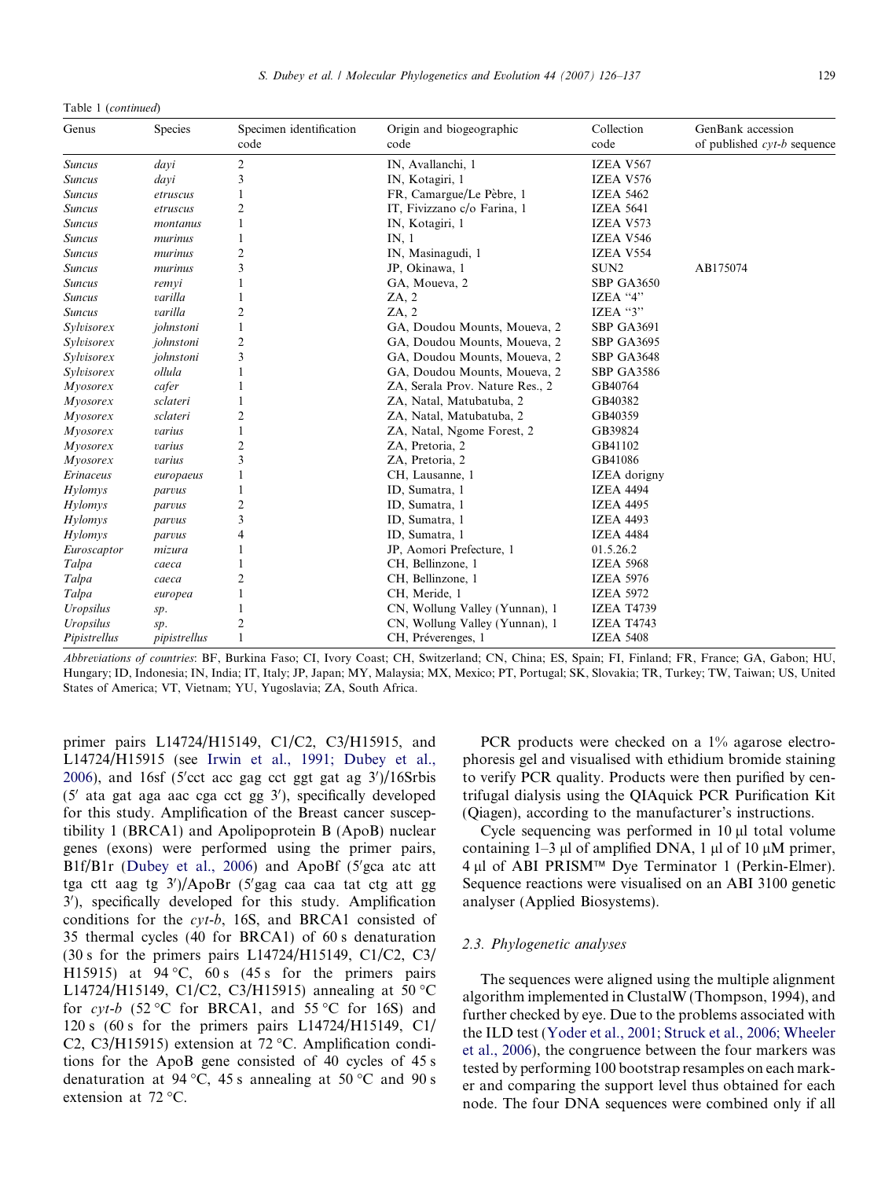Table 1 (*continued*)

| Genus | Species | Specimen identification code | Origin and biogeographic code | Collection code | GenBank accession of published *cyt-b* sequence |
|---|---|---|---|---|---|
| *Suncus* | *dayi* | 2 | IN, Avallanchi, 1 | IZEA V567 | |
| *Suncus* | *dayi* | 3 | IN, Kotagiri, 1 | IZEA V576 | |
| *Suncus* | *etruscus* | 1 | FR, Camargue/Le Pèbre, 1 | IZEA 5462 | |
| *Suncus* | *etruscus* | 2 | IT, Fivizzano c/o Farina, 1 | IZEA 5641 | |
| *Suncus* | *montanus* | 1 | IN, Kotagiri, 1 | IZEA V573 | |
| *Suncus* | *murinus* | 1 | IN, 1 | IZEA V546 | |
| *Suncus* | *murinus* | 2 | IN, Masinagudi, 1 | IZEA V554 | |
| *Suncus* | *murinus* | 3 | JP, Okinawa, 1 | SUN2 | AB175074 |
| *Suncus* | *remyi* | 1 | GA, Moueva, 2 | SBP GA3650 | |
| *Suncus* | *varilla* | 1 | ZA, 2 | IZEA "4" | |
| *Suncus* | *varilla* | 2 | ZA, 2 | IZEA "3" | |
| *Sylvisorex* | *johnstoni* | 1 | GA, Doudou Mounts, Moueva, 2 | SBP GA3691 | |
| *Sylvisorex* | *johnstoni* | 2 | GA, Doudou Mounts, Moueva, 2 | SBP GA3695 | |
| *Sylvisorex* | *johnstoni* | 3 | GA, Doudou Mounts, Moueva, 2 | SBP GA3648 | |
| *Sylvisorex* | *ollula* | 1 | GA, Doudou Mounts, Moueva, 2 | SBP GA3586 | |
| *Myosorex* | *cafer* | 1 | ZA, Serala Prov. Nature Res., 2 | GB40764 | |
| *Myosorex* | *sclateri* | 1 | ZA, Natal, Matubatuba, 2 | GB40382 | |
| *Myosorex* | *sclateri* | 2 | ZA, Natal, Matubatuba, 2 | GB40359 | |
| *Myosorex* | *varius* | 1 | ZA, Natal, Ngome Forest, 2 | GB39824 | |
| *Myosorex* | *varius* | 2 | ZA, Pretoria, 2 | GB41102 | |
| *Myosorex* | *varius* | 3 | ZA, Pretoria, 2 | GB41086 | |
| *Erinaceus* | *europaeus* | 1 | CH, Lausanne, 1 | IZEA dorigny | |
| *Hylomys* | *parvus* | 1 | ID, Sumatra, 1 | IZEA 4494 | |
| *Hylomys* | *parvus* | 2 | ID, Sumatra, 1 | IZEA 4495 | |
| *Hylomys* | *parvus* | 3 | ID, Sumatra, 1 | IZEA 4493 | |
| *Hylomys* | *parvus* | 4 | ID, Sumatra, 1 | IZEA 4484 | |
| *Euroscaptor* | *mizura* | 1 | JP, Aomori Prefecture, 1 | 01.5.26.2 | |
| *Talpa* | *caeca* | 1 | CH, Bellinzone, 1 | IZEA 5968 | |
| *Talpa* | *caeca* | 2 | CH, Bellinzone, 1 | IZEA 5976 | |
| *Talpa* | *europea* | 1 | CH, Meride, 1 | IZEA 5972 | |
| *Uropsilus* | *sp.* | 1 | CN, Wollung Valley (Yunnan), 1 | IZEA T4739 | |
| *Uropsilus* | *sp.* | 2 | CN, Wollung Valley (Yunnan), 1 | IZEA T4743 | |
| *Pipistrellus* | *pipistrellus* | 1 | CH, Préverenges, 1 | IZEA 5408 | |

*Abbreviations of countries*: BF, Burkina Faso; CI, Ivory Coast; CH, Switzerland; CN, China; ES, Spain; FI, Finland; FR, France; GA, Gabon; HU, Hungary; ID, Indonesia; IN, India; IT, Italy; JP, Japan; MY, Malaysia; MX, Mexico; PT, Portugal; SK, Slovakia; TR, Turkey; TW, Taiwan; US, United States of America; VT, Vietnam; YU, Yugoslavia; ZA, South Africa.

primer pairs L14724/H15149, C1/C2, C3/H15915, and L14724/H15915 (see Irwin et al., 1991; Dubey et al., 2006), and 16sf (5′cct acc gag cct ggt gat ag 3′)/16Srbis (5′ ata gat aga aac cga cct gg 3′), specifically developed for this study. Amplification of the Breast cancer susceptibility 1 (BRCA1) and Apolipoprotein B (ApoB) nuclear genes (exons) were performed using the primer pairs, B1f/B1r (Dubey et al., 2006) and ApoBf (5′gca atc att tga ctt aag tg 3′)/ApoBr (5′gag caa caa tat ctg att gg 3′), specifically developed for this study. Amplification conditions for the *cyt-b*, 16S, and BRCA1 consisted of 35 thermal cycles (40 for BRCA1) of 60 s denaturation (30 s for the primers pairs L14724/H15149, C1/C2, C3/H15915) at 94 °C, 60 s (45 s for the primers pairs L14724/H15149, C1/C2, C3/H15915) annealing at 50 °C for *cyt-b* (52 °C for BRCA1, and 55 °C for 16S) and 120 s (60 s for the primers pairs L14724/H15149, C1/C2, C3/H15915) extension at 72 °C. Amplification conditions for the ApoB gene consisted of 40 cycles of 45 s denaturation at 94 °C, 45 s annealing at 50 °C and 90 s extension at 72 °C.

PCR products were checked on a 1% agarose electrophoresis gel and visualised with ethidium bromide staining to verify PCR quality. Products were then purified by centrifugal dialysis using the QIAquick PCR Purification Kit (Qiagen), according to the manufacturer's instructions.

Cycle sequencing was performed in 10 μl total volume containing 1–3 μl of amplified DNA, 1 μl of 10 μM primer, 4 μl of ABI PRISM™ Dye Terminator 1 (Perkin-Elmer). Sequence reactions were visualised on an ABI 3100 genetic analyser (Applied Biosystems).

### 2.3. Phylogenetic analyses

The sequences were aligned using the multiple alignment algorithm implemented in ClustalW (Thompson, 1994), and further checked by eye. Due to the problems associated with the ILD test (Yoder et al., 2001; Struck et al., 2006; Wheeler et al., 2006), the congruence between the four markers was tested by performing 100 bootstrap resamples on each marker and comparing the support level thus obtained for each node. The four DNA sequences were combined only if all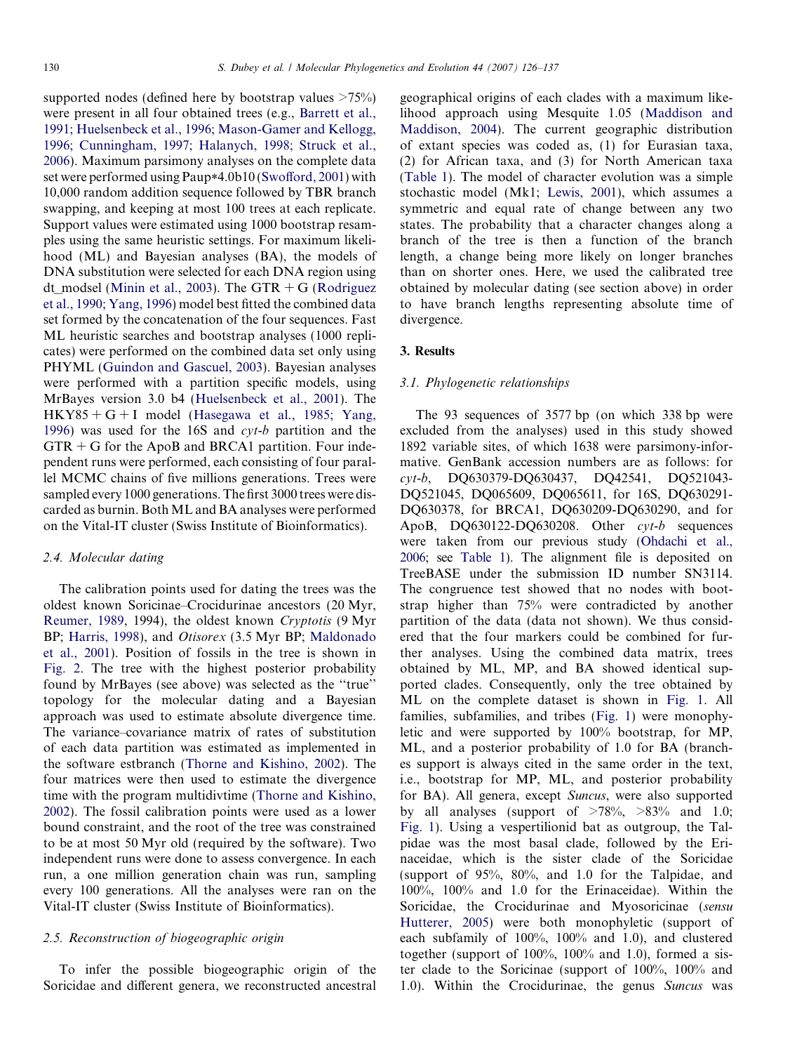supported nodes (defined here by bootstrap values >75%) were present in all four obtained trees (e.g., Barrett et al., 1991; Huelsenbeck et al., 1996; Mason-Gamer and Kellogg, 1996; Cunningham, 1997; Halanych, 1998; Struck et al., 2006). Maximum parsimony analyses on the complete data set were performed using Paup*4.0b10 (Swofford, 2001) with 10,000 random addition sequence followed by TBR branch swapping, and keeping at most 100 trees at each replicate. Support values were estimated using 1000 bootstrap resamples using the same heuristic settings. For maximum likelihood (ML) and Bayesian analyses (BA), the models of DNA substitution were selected for each DNA region using dt_modsel (Minin et al., 2003). The GTR + G (Rodriguez et al., 1990; Yang, 1996) model best fitted the combined data set formed by the concatenation of the four sequences. Fast ML heuristic searches and bootstrap analyses (1000 replicates) were performed on the combined data set only using PHYML (Guindon and Gascuel, 2003). Bayesian analyses were performed with a partition specific models, using MrBayes version 3.0 b4 (Huelsenbeck et al., 2001). The HKY85 + G + I model (Hasegawa et al., 1985; Yang, 1996) was used for the 16S and *cyt-b* partition and the GTR + G for the ApoB and BRCA1 partition. Four independent runs were performed, each consisting of four parallel MCMC chains of five millions generations. Trees were sampled every 1000 generations. The first 3000 trees were discarded as burnin. Both ML and BA analyses were performed on the Vital-IT cluster (Swiss Institute of Bioinformatics).

### 2.4. Molecular dating

The calibration points used for dating the trees was the oldest known Soricinae–Crocidurinae ancestors (20 Myr, Reumer, 1989, 1994), the oldest known *Cryptotis* (9 Myr BP; Harris, 1998), and *Otisorex* (3.5 Myr BP; Maldonado et al., 2001). Position of fossils in the tree is shown in Fig. 2. The tree with the highest posterior probability found by MrBayes (see above) was selected as the "true" topology for the molecular dating and a Bayesian approach was used to estimate absolute divergence time. The variance–covariance matrix of rates of substitution of each data partition was estimated as implemented in the software estbranch (Thorne and Kishino, 2002). The four matrices were then used to estimate the divergence time with the program multidivtime (Thorne and Kishino, 2002). The fossil calibration points were used as a lower bound constraint, and the root of the tree was constrained to be at most 50 Myr old (required by the software). Two independent runs were done to assess convergence. In each run, a one million generation chain was run, sampling every 100 generations. All the analyses were ran on the Vital-IT cluster (Swiss Institute of Bioinformatics).

### 2.5. Reconstruction of biogeographic origin

To infer the possible biogeographic origin of the Soricidae and different genera, we reconstructed ancestral geographical origins of each clades with a maximum likelihood approach using Mesquite 1.05 (Maddison and Maddison, 2004). The current geographic distribution of extant species was coded as, (1) for Eurasian taxa, (2) for African taxa, and (3) for North American taxa (Table 1). The model of character evolution was a simple stochastic model (Mk1; Lewis, 2001), which assumes a symmetric and equal rate of change between any two states. The probability that a character changes along a branch of the tree is then a function of the branch length, a change being more likely on longer branches than on shorter ones. Here, we used the calibrated tree obtained by molecular dating (see section above) in order to have branch lengths representing absolute time of divergence.

## 3. Results

### 3.1. Phylogenetic relationships

The 93 sequences of 3577 bp (on which 338 bp were excluded from the analyses) used in this study showed 1892 variable sites, of which 1638 were parsimony-informative. GenBank accession numbers are as follows: for *cyt-b*, DQ630379-DQ630437, DQ42541, DQ521043-DQ521045, DQ065609, DQ065611, for 16S, DQ630291-DQ630378, for BRCA1, DQ630209-DQ630290, and for ApoB, DQ630122-DQ630208. Other *cyt-b* sequences were taken from our previous study (Ohdachi et al., 2006; see Table 1). The alignment file is deposited on TreeBASE under the submission ID number SN3114. The congruence test showed that no nodes with bootstrap higher than 75% were contradicted by another partition of the data (data not shown). We thus considered that the four markers could be combined for further analyses. Using the combined data matrix, trees obtained by ML, MP, and BA showed identical supported clades. Consequently, only the tree obtained by ML on the complete dataset is shown in Fig. 1. All families, subfamilies, and tribes (Fig. 1) were monophyletic and were supported by 100% bootstrap, for MP, ML, and a posterior probability of 1.0 for BA (branches support is always cited in the same order in the text, i.e., bootstrap for MP, ML, and posterior probability for BA). All genera, except *Suncus*, were also supported by all analyses (support of >78%, >83% and 1.0; Fig. 1). Using a vespertilionid bat as outgroup, the Talpidae was the most basal clade, followed by the Erinaceidae, which is the sister clade of the Soricidae (support of 95%, 80%, and 1.0 for the Talpidae, and 100%, 100% and 1.0 for the Erinaceidae). Within the Soricidae, the Crocidurinae and Myosoricinae (*sensu* Hutterer, 2005) were both monophyletic (support of each subfamily of 100%, 100% and 1.0), and clustered together (support of 100%, 100% and 1.0), formed a sister clade to the Soricinae (support of 100%, 100% and 1.0). Within the Crocidurinae, the genus *Suncus* was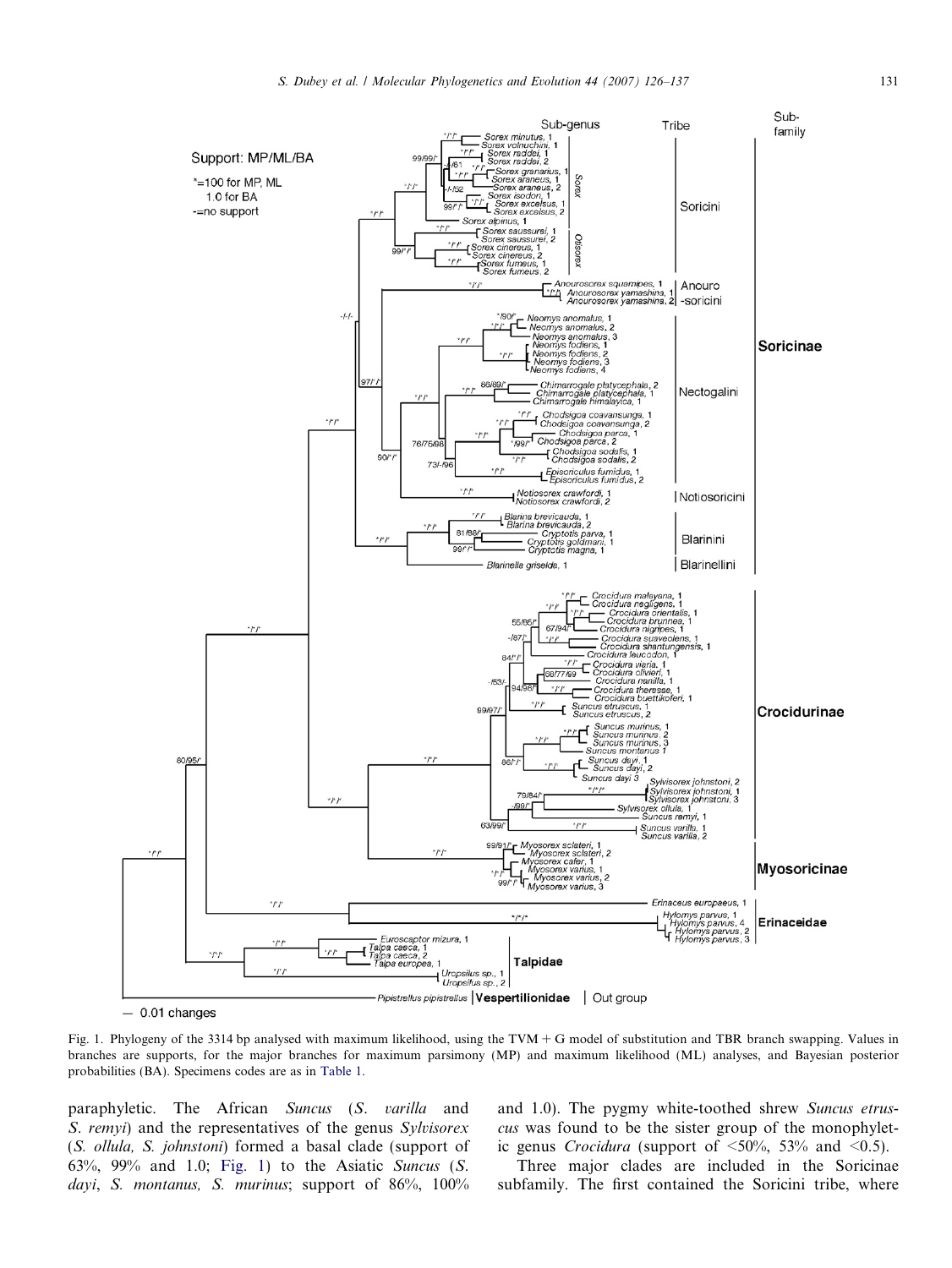Fig. 1. Phylogeny of the 3314 bp analysed with maximum likelihood, using the TVM + G model of substitution and TBR branch swapping. Values in branches are supports, for the major branches for maximum parsimony (MP) and maximum likelihood (ML) analyses, and Bayesian posterior probabilities (BA). Specimens codes are as in Table 1.

paraphyletic. The African *Suncus* (*S. varilla* and *S. remyi*) and the representatives of the genus *Sylvisorex* (*S. ollula, S. johnstoni*) formed a basal clade (support of 63%, 99% and 1.0; Fig. 1) to the Asiatic *Suncus* (*S. dayi*, *S. montanus, S. murinus*; support of 86%, 100% and 1.0). The pygmy white-toothed shrew *Suncus etruscus* was found to be the sister group of the monophyletic genus *Crocidura* (support of <50%, 53% and <0.5).

Three major clades are included in the Soricinae subfamily. The first contained the Soricini tribe, where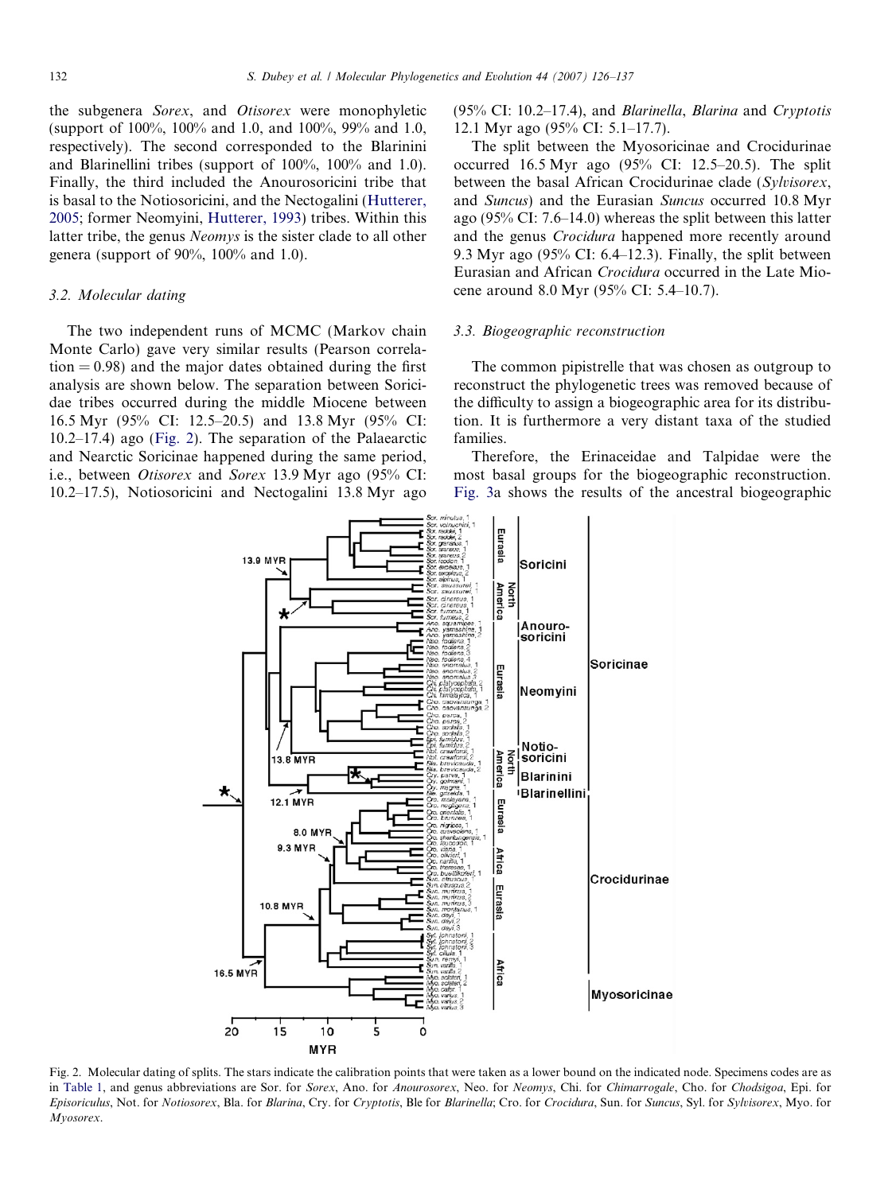the subgenera *Sorex*, and *Otisorex* were monophyletic (support of 100%, 100% and 1.0, and 100%, 99% and 1.0, respectively). The second corresponded to the Blarinini and Blarinellini tribes (support of 100%, 100% and 1.0). Finally, the third included the Anourosoricini tribe that is basal to the Notiosoricini, and the Nectogalini (Hutterer, 2005; former Neomyini, Hutterer, 1993) tribes. Within this latter tribe, the genus *Neomys* is the sister clade to all other genera (support of 90%, 100% and 1.0).

### 3.2. Molecular dating

The two independent runs of MCMC (Markov chain Monte Carlo) gave very similar results (Pearson correlation = 0.98) and the major dates obtained during the first analysis are shown below. The separation between Soricidae tribes occurred during the middle Miocene between 16.5 Myr (95% CI: 12.5–20.5) and 13.8 Myr (95% CI: 10.2–17.4) ago (Fig. 2). The separation of the Palaearctic and Nearctic Soricinae happened during the same period, i.e., between *Otisorex* and *Sorex* 13.9 Myr ago (95% CI: 10.2–17.5), Notiosoricini and Nectogalini 13.8 Myr ago (95% CI: 10.2–17.4), and *Blarinella*, *Blarina* and *Cryptotis* 12.1 Myr ago (95% CI: 5.1–17.7).

The split between the Myosoricinae and Crocidurinae occurred 16.5 Myr ago (95% CI: 12.5–20.5). The split between the basal African Crocidurinae clade (*Sylvisorex*, and *Suncus*) and the Eurasian *Suncus* occurred 10.8 Myr ago (95% CI: 7.6–14.0) whereas the split between this latter and the genus *Crocidura* happened more recently around 9.3 Myr ago (95% CI: 6.4–12.3). Finally, the split between Eurasian and African *Crocidura* occurred in the Late Miocene around 8.0 Myr (95% CI: 5.4–10.7).

### 3.3. Biogeographic reconstruction

The common pipistrelle that was chosen as outgroup to reconstruct the phylogenetic trees was removed because of the difficulty to assign a biogeographic area for its distribution. It is furthermore a very distant taxa of the studied families.

Therefore, the Erinaceidae and Talpidae were the most basal groups for the biogeographic reconstruction. Fig. 3a shows the results of the ancestral biogeographic

13.9 MYR
13.8 MYR
12.1 MYR
8.0 MYR
9.3 MYR
10.8 MYR
16.5 MYR
Eurasia
North America
Eurasia
North America
Eurasia
Africa
Eurasia
Africa
Soricini
Anourosoricini
Neomyini
Notiosoricini
Blarinini
Blarinellini
Soricinae
Crocidurinae
Myosoricinae
20 15 10 5 0
MYR

Fig. 2. Molecular dating of splits. The stars indicate the calibration points that were taken as a lower bound on the indicated node. Specimens codes are as in Table 1, and genus abbreviations are Sor. for *Sorex*, Ano. for *Anourosorex*, Neo. for *Neomys*, Chi. for *Chimarrogale*, Cho. for *Chodsigoa*, Epi. for *Episoriculus*, Not. for *Notiosorex*, Bla. for *Blarina*, Cry. for *Cryptotis*, Ble for *Blarinella*; Cro. for *Crocidura*, Sun. for *Suncus*, Syl. for *Sylvisorex*, Myo. for *Myosorex*.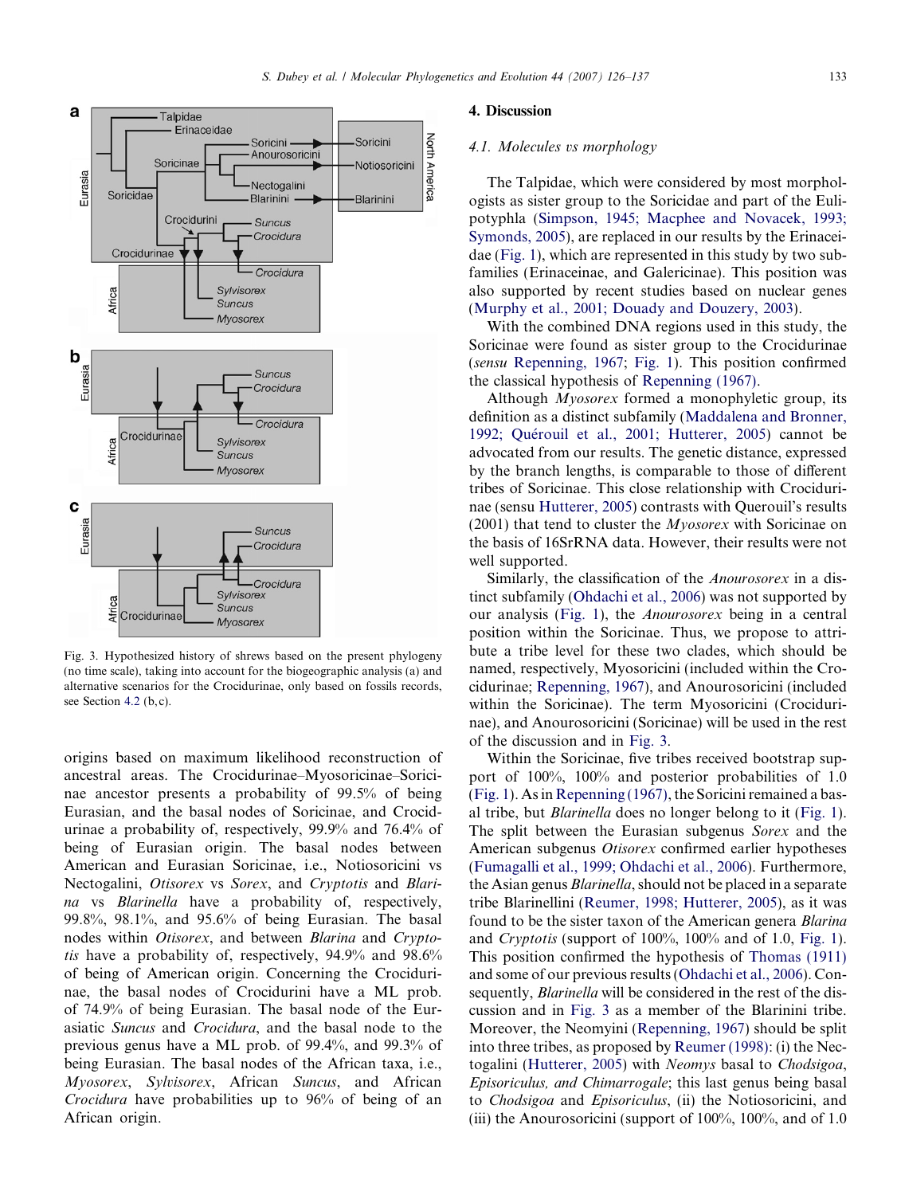a

Talpidae
Erinaceidae
Soricini
Anourosoricini
Soricinae
Nectogalini
Blarinini
Soricini
Notiosoricini
Blarinini
North America
Eurasia
Soricidae
Crocidurini
*Suncus*
*Crocidura*
Crocidurinae
*Crocidura*
*Sylvisorex*
*Suncus*
*Myosorex*
Africa

b

Eurasia
*Suncus*
*Crocidura*
*Crocidura*
Crocidurinae
*Sylvisorex*
*Suncus*
*Myosorex*
Africa

c

Eurasia
*Suncus*
*Crocidura*
*Crocidura*
*Sylvisorex*
*Suncus*
Crocidurinae
*Myosorex*
Africa

Fig. 3. Hypothesized history of shrews based on the present phylogeny (no time scale), taking into account for the biogeographic analysis (a) and alternative scenarios for the Crocidurinae, only based on fossils records, see Section 4.2 (b, c).

origins based on maximum likelihood reconstruction of ancestral areas. The Crocidurinae–Myosoricinae–Soricinae ancestor presents a probability of 99.5% of being Eurasian, and the basal nodes of Soricinae, and Crocidurinae a probability of, respectively, 99.9% and 76.4% of being of Eurasian origin. The basal nodes between American and Eurasian Soricinae, i.e., Notiosoricini vs Nectogalini, *Otisorex* vs *Sorex*, and *Cryptotis* and *Blarina* vs *Blarinella* have a probability of, respectively, 99.8%, 98.1%, and 95.6% of being Eurasian. The basal nodes within *Otisorex*, and between *Blarina* and *Cryptotis* have a probability of, respectively, 94.9% and 98.6% of being of American origin. Concerning the Crocidurinae, the basal nodes of Crocidurini have a ML prob. of 74.9% of being Eurasian. The basal node of the Eurasiatic *Suncus* and *Crocidura*, and the basal node to the previous genus have a ML prob. of 99.4%, and 99.3% of being Eurasian. The basal nodes of the African taxa, i.e., *Myosorex*, *Sylvisorex*, African *Suncus*, and African *Crocidura* have probabilities up to 96% of being of an African origin.

## 4. Discussion

### 4.1. Molecules vs morphology

The Talpidae, which were considered by most morphologists as sister group to the Soricidae and part of the Eulipotyphla (Simpson, 1945; Macphee and Novacek, 1993; Symonds, 2005), are replaced in our results by the Erinaceidae (Fig. 1), which are represented in this study by two subfamilies (Erinaceinae, and Galericinae). This position was also supported by recent studies based on nuclear genes (Murphy et al., 2001; Douady and Douzery, 2003).

With the combined DNA regions used in this study, the Soricinae were found as sister group to the Crocidurinae (*sensu* Repenning, 1967; Fig. 1). This position confirmed the classical hypothesis of Repenning (1967).

Although *Myosorex* formed a monophyletic group, its definition as a distinct subfamily (Maddalena and Bronner, 1992; Quérouil et al., 2001; Hutterer, 2005) cannot be advocated from our results. The genetic distance, expressed by the branch lengths, is comparable to those of different tribes of Soricinae. This close relationship with Crocidurinae (sensu Hutterer, 2005) contrasts with Querouil's results (2001) that tend to cluster the *Myosorex* with Soricinae on the basis of 16SrRNA data. However, their results were not well supported.

Similarly, the classification of the *Anourosorex* in a distinct subfamily (Ohdachi et al., 2006) was not supported by our analysis (Fig. 1), the *Anourosorex* being in a central position within the Soricinae. Thus, we propose to attribute a tribe level for these two clades, which should be named, respectively, Myosoricini (included within the Crocidurinae; Repenning, 1967), and Anourosoricini (included within the Soricinae). The term Myosoricini (Crocidurinae), and Anourosoricini (Soricinae) will be used in the rest of the discussion and in Fig. 3.

Within the Soricinae, five tribes received bootstrap support of 100%, 100% and posterior probabilities of 1.0 (Fig. 1). As in Repenning (1967), the Soricini remained a basal tribe, but *Blarinella* does no longer belong to it (Fig. 1). The split between the Eurasian subgenus *Sorex* and the American subgenus *Otisorex* confirmed earlier hypotheses (Fumagalli et al., 1999; Ohdachi et al., 2006). Furthermore, the Asian genus *Blarinella*, should not be placed in a separate tribe Blarinellini (Reumer, 1998; Hutterer, 2005), as it was found to be the sister taxon of the American genera *Blarina* and *Cryptotis* (support of 100%, 100% and of 1.0, Fig. 1). This position confirmed the hypothesis of Thomas (1911) and some of our previous results (Ohdachi et al., 2006). Consequently, *Blarinella* will be considered in the rest of the discussion and in Fig. 3 as a member of the Blarinini tribe. Moreover, the Neomyini (Repenning, 1967) should be split into three tribes, as proposed by Reumer (1998): (i) the Nectogalini (Hutterer, 2005) with *Neomys* basal to *Chodsigoa*, *Episoriculus, and Chimarrogale*; this last genus being basal to *Chodsigoa* and *Episoriculus*, (ii) the Notiosoricini, and (iii) the Anourosoricini (support of 100%, 100%, and of 1.0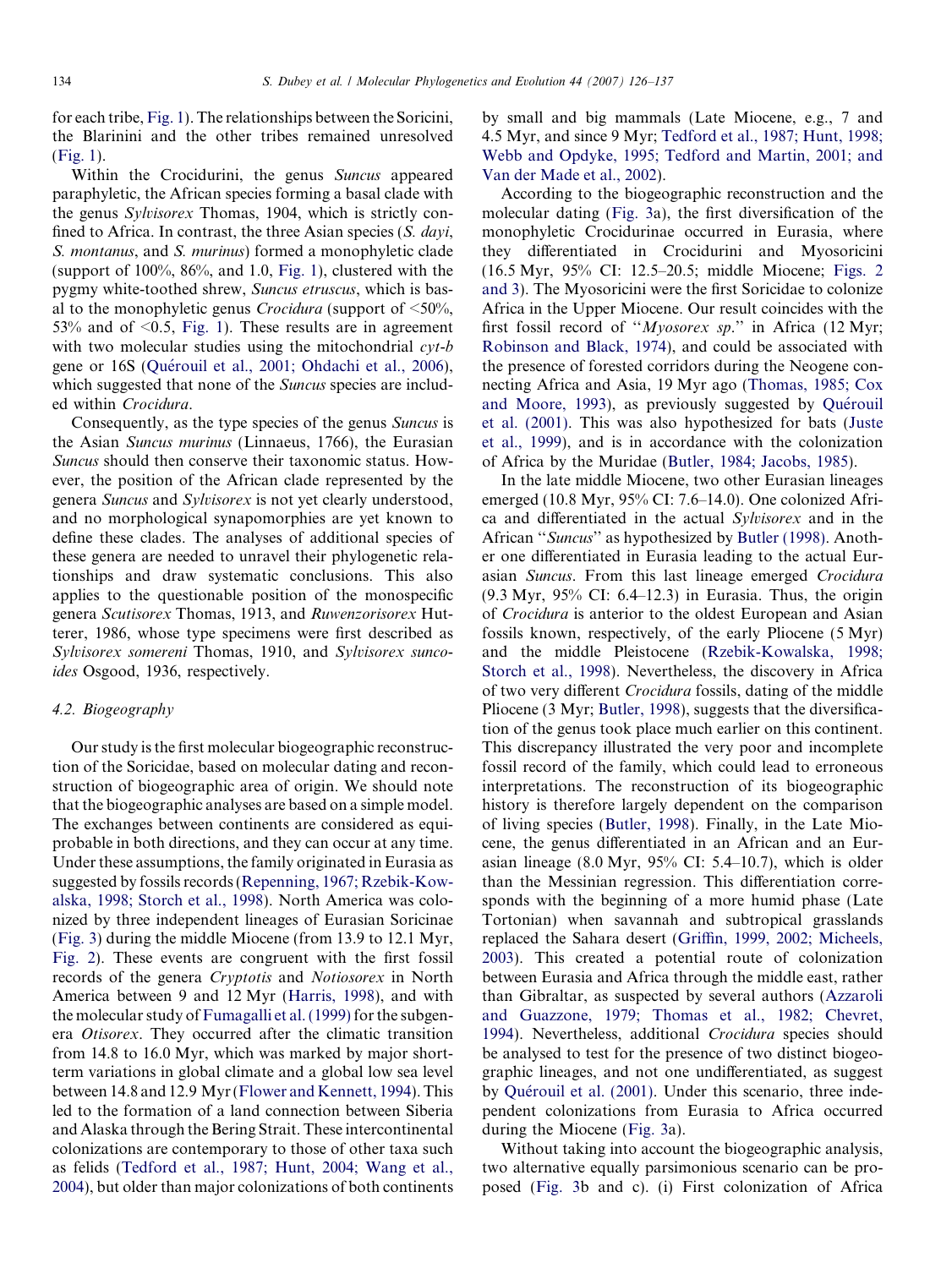for each tribe, Fig. 1). The relationships between the Soricini, the Blarinini and the other tribes remained unresolved (Fig. 1).

Within the Crocidurini, the genus *Suncus* appeared paraphyletic, the African species forming a basal clade with the genus *Sylvisorex* Thomas, 1904, which is strictly confined to Africa. In contrast, the three Asian species (*S. dayi*, *S. montanus*, and *S. murinus*) formed a monophyletic clade (support of 100%, 86%, and 1.0, Fig. 1), clustered with the pygmy white-toothed shrew, *Suncus etruscus*, which is basal to the monophyletic genus *Crocidura* (support of <50%, 53% and of <0.5, Fig. 1). These results are in agreement with two molecular studies using the mitochondrial *cyt-b* gene or 16S (Quérouil et al., 2001; Ohdachi et al., 2006), which suggested that none of the *Suncus* species are included within *Crocidura*.

Consequently, as the type species of the genus *Suncus* is the Asian *Suncus murinus* (Linnaeus, 1766), the Eurasian *Suncus* should then conserve their taxonomic status. However, the position of the African clade represented by the genera *Suncus* and *Sylvisorex* is not yet clearly understood, and no morphological synapomorphies are yet known to define these clades. The analyses of additional species of these genera are needed to unravel their phylogenetic relationships and draw systematic conclusions. This also applies to the questionable position of the monospecific genera *Scutisorex* Thomas, 1913, and *Ruwenzorisorex* Hutterer, 1986, whose type specimens were first described as *Sylvisorex somereni* Thomas, 1910, and *Sylvisorex suncoides* Osgood, 1936, respectively.

### 4.2. Biogeography

Our study is the first molecular biogeographic reconstruction of the Soricidae, based on molecular dating and reconstruction of biogeographic area of origin. We should note that the biogeographic analyses are based on a simple model. The exchanges between continents are considered as equiprobable in both directions, and they can occur at any time. Under these assumptions, the family originated in Eurasia as suggested by fossils records (Repenning, 1967; Rzebik-Kowalska, 1998; Storch et al., 1998). North America was colonized by three independent lineages of Eurasian Soricinae (Fig. 3) during the middle Miocene (from 13.9 to 12.1 Myr, Fig. 2). These events are congruent with the first fossil records of the genera *Cryptotis* and *Notiosorex* in North America between 9 and 12 Myr (Harris, 1998), and with the molecular study of Fumagalli et al. (1999) for the subgenera *Otisorex*. They occurred after the climatic transition from 14.8 to 16.0 Myr, which was marked by major short-term variations in global climate and a global low sea level between 14.8 and 12.9 Myr (Flower and Kennett, 1994). This led to the formation of a land connection between Siberia and Alaska through the Bering Strait. These intercontinental colonizations are contemporary to those of other taxa such as felids (Tedford et al., 1987; Hunt, 2004; Wang et al., 2004), but older than major colonizations of both continents by small and big mammals (Late Miocene, e.g., 7 and 4.5 Myr, and since 9 Myr; Tedford et al., 1987; Hunt, 1998; Webb and Opdyke, 1995; Tedford and Martin, 2001; and Van der Made et al., 2002).

According to the biogeographic reconstruction and the molecular dating (Fig. 3a), the first diversification of the monophyletic Crocidurinae occurred in Eurasia, where they differentiated in Crocidurini and Myosoricini (16.5 Myr, 95% CI: 12.5–20.5; middle Miocene; Figs. 2 and 3). The Myosoricini were the first Soricidae to colonize Africa in the Upper Miocene. Our result coincides with the first fossil record of "*Myosorex sp.*" in Africa (12 Myr; Robinson and Black, 1974), and could be associated with the presence of forested corridors during the Neogene connecting Africa and Asia, 19 Myr ago (Thomas, 1985; Cox and Moore, 1993), as previously suggested by Quérouil et al. (2001). This was also hypothesized for bats (Juste et al., 1999), and is in accordance with the colonization of Africa by the Muridae (Butler, 1984; Jacobs, 1985).

In the late middle Miocene, two other Eurasian lineages emerged (10.8 Myr, 95% CI: 7.6–14.0). One colonized Africa and differentiated in the actual *Sylvisorex* and in the African "*Suncus*" as hypothesized by Butler (1998). Another one differentiated in Eurasia leading to the actual Eurasian *Suncus*. From this last lineage emerged *Crocidura* (9.3 Myr, 95% CI: 6.4–12.3) in Eurasia. Thus, the origin of *Crocidura* is anterior to the oldest European and Asian fossils known, respectively, of the early Pliocene (5 Myr) and the middle Pleistocene (Rzebik-Kowalska, 1998; Storch et al., 1998). Nevertheless, the discovery in Africa of two very different *Crocidura* fossils, dating of the middle Pliocene (3 Myr; Butler, 1998), suggests that the diversification of the genus took place much earlier on this continent. This discrepancy illustrated the very poor and incomplete fossil record of the family, which could lead to erroneous interpretations. The reconstruction of its biogeographic history is therefore largely dependent on the comparison of living species (Butler, 1998). Finally, in the Late Miocene, the genus differentiated in an African and an Eurasian lineage (8.0 Myr, 95% CI: 5.4–10.7), which is older than the Messinian regression. This differentiation corresponds with the beginning of a more humid phase (Late Tortonian) when savannah and subtropical grasslands replaced the Sahara desert (Griffin, 1999, 2002; Micheels, 2003). This created a potential route of colonization between Eurasia and Africa through the middle east, rather than Gibraltar, as suspected by several authors (Azzaroli and Guazzone, 1979; Thomas et al., 1982; Chevret, 1994). Nevertheless, additional *Crocidura* species should be analysed to test for the presence of two distinct biogeographic lineages, and not one undifferentiated, as suggest by Quérouil et al. (2001). Under this scenario, three independent colonizations from Eurasia to Africa occurred during the Miocene (Fig. 3a).

Without taking into account the biogeographic analysis, two alternative equally parsimonious scenario can be proposed (Fig. 3b and c). (i) First colonization of Africa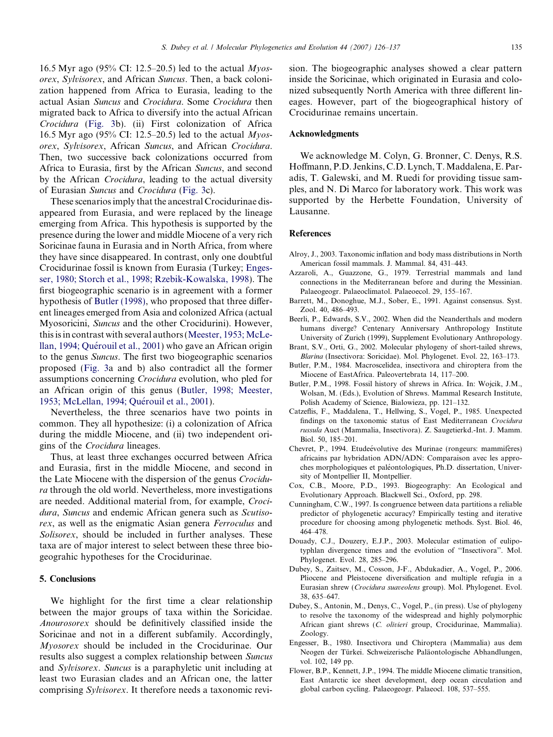16.5 Myr ago (95% CI: 12.5–20.5) led to the actual *Myosorex*, *Sylvisorex*, and African *Suncus*. Then, a back colonization happened from Africa to Eurasia, leading to the actual Asian *Suncus* and *Crocidura*. Some *Crocidura* then migrated back to Africa to diversify into the actual African *Crocidura* (Fig. 3b). (ii) First colonization of Africa 16.5 Myr ago (95% CI: 12.5–20.5) led to the actual *Myosorex*, *Sylvisorex*, African *Suncus*, and African *Crocidura*. Then, two successive back colonizations occurred from Africa to Eurasia, first by the African *Suncus*, and second by the African *Crocidura*, leading to the actual diversity of Eurasian *Suncus* and *Crocidura* (Fig. 3c).

These scenarios imply that the ancestral Crocidurinae disappeared from Eurasia, and were replaced by the lineage emerging from Africa. This hypothesis is supported by the presence during the lower and middle Miocene of a very rich Soricinae fauna in Eurasia and in North Africa, from where they have since disappeared. In contrast, only one doubtful Crocidurinae fossil is known from Eurasia (Turkey; Engesser, 1980; Storch et al., 1998; Rzebik-Kowalska, 1998). The first biogeographic scenario is in agreement with a former hypothesis of Butler (1998), who proposed that three different lineages emerged from Asia and colonized Africa (actual Myosoricini, *Suncus* and the other Crocidurini). However, this is in contrast with several authors (Meester, 1953; McLellan, 1994; Quérouil et al., 2001) who gave an African origin to the genus *Suncus*. The first two biogeographic scenarios proposed (Fig. 3a and b) also contradict all the former assumptions concerning *Crocidura* evolution, who pled for an African origin of this genus (Butler, 1998; Meester, 1953; McLellan, 1994; Quérouil et al., 2001).

Nevertheless, the three scenarios have two points in common. They all hypothesize: (i) a colonization of Africa during the middle Miocene, and (ii) two independent origins of the *Crocidura* lineages.

Thus, at least three exchanges occurred between Africa and Eurasia, first in the middle Miocene, and second in the Late Miocene with the dispersion of the genus *Crocidura* through the old world. Nevertheless, more investigations are needed. Additional material from, for example, *Crocidura*, *Suncus* and endemic African genera such as *Scutisorex*, as well as the enigmatic Asian genera *Ferroculus* and *Solisorex*, should be included in further analyses. These taxa are of major interest to select between these three biogeograhic hypotheses for the Crocidurinae.

## 5. Conclusions

We highlight for the first time a clear relationship between the major groups of taxa within the Soricidae. *Anourosorex* should be definitively classified inside the Soricinae and not in a different subfamily. Accordingly, *Myosorex* should be included in the Crocidurinae. Our results also suggest a complex relationship between *Suncus* and *Sylvisorex*. *Suncus* is a paraphyletic unit including at least two Eurasian clades and an African one, the latter comprising *Sylvisorex*. It therefore needs a taxonomic revision. The biogeographic analyses showed a clear pattern inside the Soricinae, which originated in Eurasia and colonized subsequently North America with three different lineages. However, part of the biogeographical history of Crocidurinae remains uncertain.

## Acknowledgments

We acknowledge M. Colyn, G. Bronner, C. Denys, R.S. Hoffmann, P.D. Jenkins, C.D. Lynch, T. Maddalena, E. Paradis, T. Galewski, and M. Ruedi for providing tissue samples, and N. Di Marco for laboratory work. This work was supported by the Herbette Foundation, University of Lausanne.

## References

Alroy, J., 2003. Taxonomic inflation and body mass distributions in North American fossil mammals. J. Mammal. 84, 431–443.

Azzaroli, A., Guazzone, G., 1979. Terrestrial mammals and land connections in the Mediterranean before and during the Messinian. Palaeogeogr. Palaeoclimatol. Palaeoecol. 29, 155–167.

Barrett, M., Donoghue, M.J., Sober, E., 1991. Against consensus. Syst. Zool. 40, 486–493.

Beerli, P., Edwards, S.V., 2002. When did the Neanderthals and modern humans diverge? Centenary Anniversary Anthropology Institute University of Zurich (1999), Supplement Evolutionary Anthropology.

Brant, S.V., Orti, G., 2002. Molecular phylogeny of short-tailed shrews, *Blarina* (Insectivora: Soricidae). Mol. Phylogenet. Evol. 22, 163–173.

Butler, P.M., 1984. Macroscelidea, insectivora and chiroptera from the Miocene of EastAfrica. Paleovertebrata 14, 117–200.

Butler, P.M., 1998. Fossil history of shrews in Africa. In: Wojcik, J.M., Wolsan, M. (Eds.), Evolution of Shrews. Mammal Research Institute, Polish Academy of Science, Bialowieza, pp. 121–132.

Catzeflis, F., Maddalena, T., Hellwing, S., Vogel, P., 1985. Unexpected findings on the taxonomic status of East Mediterranean *Crocidura russula* Auct (Mammalia, Insectivora). Z. Saugetierkd.-Int. J. Mamm. Biol. 50, 185–201.

Chevret, P., 1994. Etudeévolutive des Murinae (rongeurs: mammifères) africains par hybridation ADN/ADN: Comparaison avec les approches morphologiques et paléontologiques, Ph.D. dissertation, University of Montpellier II, Montpellier.

Cox, C.B., Moore, P.D., 1993. Biogeography: An Ecological and Evolutionary Approach. Blackwell Sci., Oxford, pp. 298.

Cunningham, C.W., 1997. Is congruence between data partitions a reliable predictor of phylogenetic accuracy? Empirically testing and iterative procedure for choosing among phylogenetic methods. Syst. Biol. 46, 464–478.

Douady, C.J., Douzery, E.J.P., 2003. Molecular estimation of eulipotyphlan divergence times and the evolution of "Insectivora". Mol. Phylogenet. Evol. 28, 285–296.

Dubey, S., Zaitsev, M., Cosson, J-F., Abdukadier, A., Vogel, P., 2006. Pliocene and Pleistocene diversification and multiple refugia in a Eurasian shrew (*Crocidura suaveolens* group). Mol. Phylogenet. Evol. 38, 635–647.

Dubey, S., Antonin, M., Denys, C., Vogel, P., (in press). Use of phylogeny to resolve the taxonomy of the widespread and highly polymorphic African giant shrews (*C. olivieri* group, Crocidurinae, Mammalia). Zoology.

Engesser, B., 1980. Insectivora und Chiroptera (Mammalia) aus dem Neogen der Türkei. Schweizerische Paläontologische Abhandlungen, vol. 102, 149 pp.

Flower, B.P., Kennett, J.P., 1994. The middle Miocene climatic transition, East Antarctic ice sheet development, deep ocean circulation and global carbon cycling. Palaeogeogr. Palaeocl. 108, 537–555.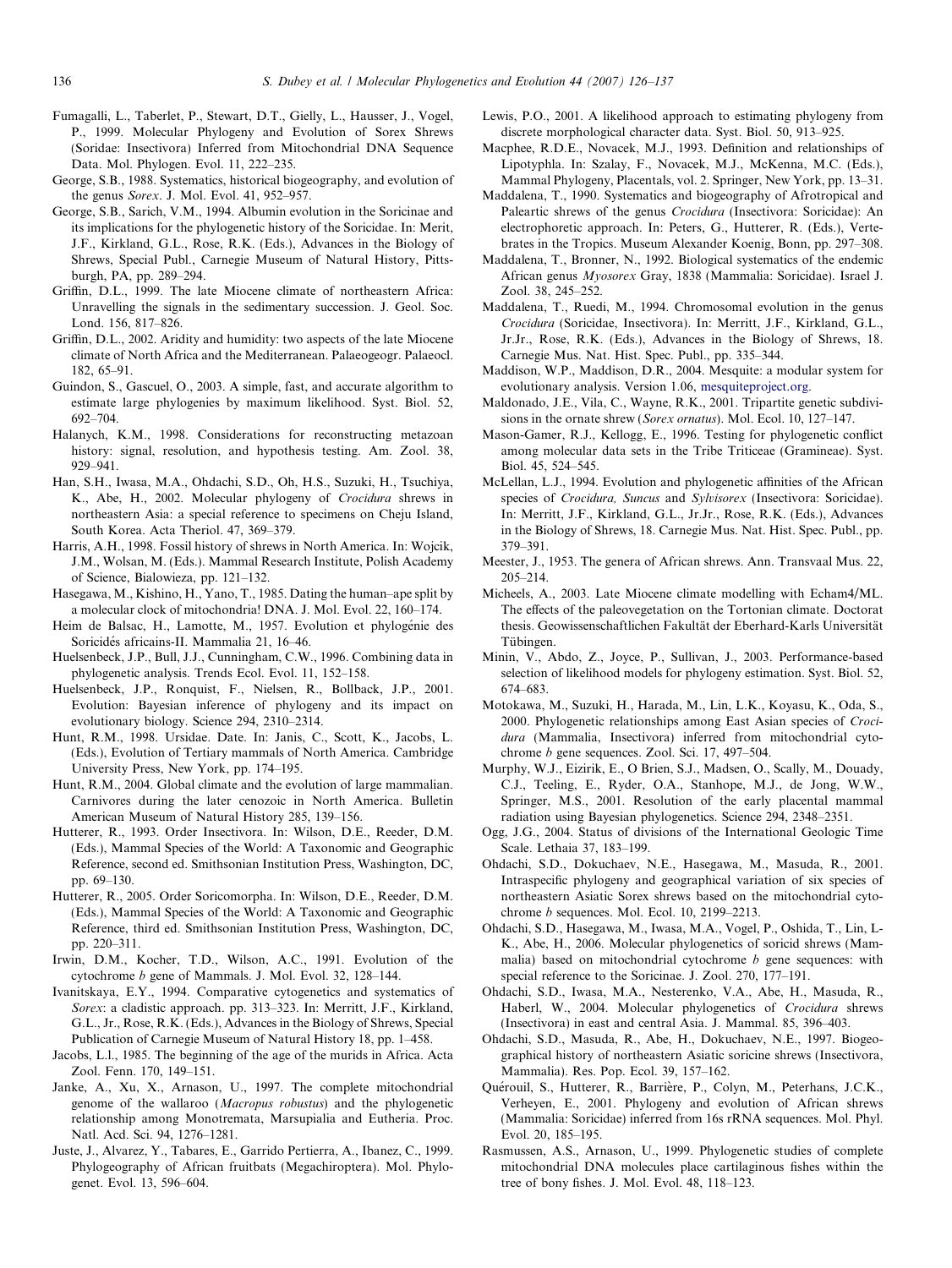Fumagalli, L., Taberlet, P., Stewart, D.T., Gielly, L., Hausser, J., Vogel, P., 1999. Molecular Phylogeny and Evolution of Sorex Shrews (Soridae: Insectivora) Inferred from Mitochondrial DNA Sequence Data. Mol. Phylogen. Evol. 11, 222–235.

George, S.B., 1988. Systematics, historical biogeography, and evolution of the genus *Sorex*. J. Mol. Evol. 41, 952–957.

George, S.B., Sarich, V.M., 1994. Albumin evolution in the Soricinae and its implications for the phylogenetic history of the Soricidae. In: Merit, J.F., Kirkland, G.L., Rose, R.K. (Eds.), Advances in the Biology of Shrews, Special Publ., Carnegie Museum of Natural History, Pittsburgh, PA, pp. 289–294.

Griffin, D.L., 1999. The late Miocene climate of northeastern Africa: Unravelling the signals in the sedimentary succession. J. Geol. Soc. Lond. 156, 817–826.

Griffin, D.L., 2002. Aridity and humidity: two aspects of the late Miocene climate of North Africa and the Mediterranean. Palaeogeogr. Palaeocl. 182, 65–91.

Guindon, S., Gascuel, O., 2003. A simple, fast, and accurate algorithm to estimate large phylogenies by maximum likelihood. Syst. Biol. 52, 692–704.

Halanych, K.M., 1998. Considerations for reconstructing metazoan history: signal, resolution, and hypothesis testing. Am. Zool. 38, 929–941.

Han, S.H., Iwasa, M.A., Ohdachi, S.D., Oh, H.S., Suzuki, H., Tsuchiya, K., Abe, H., 2002. Molecular phylogeny of *Crocidura* shrews in northeastern Asia: a special reference to specimens on Cheju Island, South Korea. Acta Theriol. 47, 369–379.

Harris, A.H., 1998. Fossil history of shrews in North America. In: Wojcik, J.M., Wolsan, M. (Eds.). Mammal Research Institute, Polish Academy of Science, Bialowieza, pp. 121–132.

Hasegawa, M., Kishino, H., Yano, T., 1985. Dating the human–ape split by a molecular clock of mitochondria! DNA. J. Mol. Evol. 22, 160–174.

Heim de Balsac, H., Lamotte, M., 1957. Evolution et phylogénie des Soricidés africains-II. Mammalia 21, 16–46.

Huelsenbeck, J.P., Bull, J.J., Cunningham, C.W., 1996. Combining data in phylogenetic analysis. Trends Ecol. Evol. 11, 152–158.

Huelsenbeck, J.P., Ronquist, F., Nielsen, R., Bollback, J.P., 2001. Evolution: Bayesian inference of phylogeny and its impact on evolutionary biology. Science 294, 2310–2314.

Hunt, R.M., 1998. Ursidae. Date. In: Janis, C., Scott, K., Jacobs, L. (Eds.), Evolution of Tertiary mammals of North America. Cambridge University Press, New York, pp. 174–195.

Hunt, R.M., 2004. Global climate and the evolution of large mammalian. Carnivores during the later cenozoic in North America. Bulletin American Museum of Natural History 285, 139–156.

Hutterer, R., 1993. Order Insectivora. In: Wilson, D.E., Reeder, D.M. (Eds.), Mammal Species of the World: A Taxonomic and Geographic Reference, second ed. Smithsonian Institution Press, Washington, DC, pp. 69–130.

Hutterer, R., 2005. Order Soricomorpha. In: Wilson, D.E., Reeder, D.M. (Eds.), Mammal Species of the World: A Taxonomic and Geographic Reference, third ed. Smithsonian Institution Press, Washington, DC, pp. 220–311.

Irwin, D.M., Kocher, T.D., Wilson, A.C., 1991. Evolution of the cytochrome *b* gene of Mammals. J. Mol. Evol. 32, 128–144.

Ivanitskaya, E.Y., 1994. Comparative cytogenetics and systematics of *Sorex*: a cladistic approach. pp. 313–323. In: Merritt, J.F., Kirkland, G.L., Jr., Rose, R.K. (Eds.), Advances in the Biology of Shrews, Special Publication of Carnegie Museum of Natural History 18, pp. 1–458.

Jacobs, L.l., 1985. The beginning of the age of the murids in Africa. Acta Zool. Fenn. 170, 149–151.

Janke, A., Xu, X., Arnason, U., 1997. The complete mitochondrial genome of the wallaroo (*Macropus robustus*) and the phylogenetic relationship among Monotremata, Marsupialia and Eutheria. Proc. Natl. Acd. Sci. 94, 1276–1281.

Juste, J., Alvarez, Y., Tabares, E., Garrido Pertierra, A., Ibanez, C., 1999. Phylogeography of African fruitbats (Megachiroptera). Mol. Phylogenet. Evol. 13, 596–604.

Lewis, P.O., 2001. A likelihood approach to estimating phylogeny from discrete morphological character data. Syst. Biol. 50, 913–925.

Macphee, R.D.E., Novacek, M.J., 1993. Definition and relationships of Lipotyphla. In: Szalay, F., Novacek, M.J., McKenna, M.C. (Eds.), Mammal Phylogeny, Placentals, vol. 2. Springer, New York, pp. 13–31.

Maddalena, T., 1990. Systematics and biogeography of Afrotropical and Paleartic shrews of the genus *Crocidura* (Insectivora: Soricidae): An electrophoretic approach. In: Peters, G., Hutterer, R. (Eds.), Vertebrates in the Tropics. Museum Alexander Koenig, Bonn, pp. 297–308.

Maddalena, T., Bronner, N., 1992. Biological systematics of the endemic African genus *Myosorex* Gray, 1838 (Mammalia: Soricidae). Israel J. Zool. 38, 245–252.

Maddalena, T., Ruedi, M., 1994. Chromosomal evolution in the genus *Crocidura* (Soricidae, Insectivora). In: Merritt, J.F., Kirkland, G.L., Jr.Jr., Rose, R.K. (Eds.), Advances in the Biology of Shrews, 18. Carnegie Mus. Nat. Hist. Spec. Publ., pp. 335–344.

Maddison, W.P., Maddison, D.R., 2004. Mesquite: a modular system for evolutionary analysis. Version 1.06, mesquiteproject.org.

Maldonado, J.E., Vila, C., Wayne, R.K., 2001. Tripartite genetic subdivisions in the ornate shrew (*Sorex ornatus*). Mol. Ecol. 10, 127–147.

Mason-Gamer, R.J., Kellogg, E., 1996. Testing for phylogenetic conflict among molecular data sets in the Tribe Triticeae (Gramineae). Syst. Biol. 45, 524–545.

McLellan, L.J., 1994. Evolution and phylogenetic affinities of the African species of *Crocidura, Suncus* and *Sylvisorex* (Insectivora: Soricidae). In: Merritt, J.F., Kirkland, G.L., Jr.Jr., Rose, R.K. (Eds.), Advances in the Biology of Shrews, 18. Carnegie Mus. Nat. Hist. Spec. Publ., pp. 379–391.

Meester, J., 1953. The genera of African shrews. Ann. Transvaal Mus. 22, 205–214.

Micheels, A., 2003. Late Miocene climate modelling with Echam4/ML. The effects of the paleovegetation on the Tortonian climate. Doctorat thesis. Geowissenschaftlichen Fakultät der Eberhard-Karls Universität Tübingen.

Minin, V., Abdo, Z., Joyce, P., Sullivan, J., 2003. Performance-based selection of likelihood models for phylogeny estimation. Syst. Biol. 52, 674–683.

Motokawa, M., Suzuki, H., Harada, M., Lin, L.K., Koyasu, K., Oda, S., 2000. Phylogenetic relationships among East Asian species of *Crocidura* (Mammalia, Insectivora) inferred from mitochondrial cytochrome *b* gene sequences. Zool. Sci. 17, 497–504.

Murphy, W.J., Eizirik, E., O Brien, S.J., Madsen, O., Scally, M., Douady, C.J., Teeling, E., Ryder, O.A., Stanhope, M.J., de Jong, W.W., Springer, M.S., 2001. Resolution of the early placental mammal radiation using Bayesian phylogenetics. Science 294, 2348–2351.

Ogg, J.G., 2004. Status of divisions of the International Geologic Time Scale. Lethaia 37, 183–199.

Ohdachi, S.D., Dokuchaev, N.E., Hasegawa, M., Masuda, R., 2001. Intraspecific phylogeny and geographical variation of six species of northeastern Asiatic Sorex shrews based on the mitochondrial cytochrome *b* sequences. Mol. Ecol. 10, 2199–2213.

Ohdachi, S.D., Hasegawa, M., Iwasa, M.A., Vogel, P., Oshida, T., Lin, L-K., Abe, H., 2006. Molecular phylogenetics of soricid shrews (Mammalia) based on mitochondrial cytochrome *b* gene sequences: with special reference to the Soricinae. J. Zool. 270, 177–191.

Ohdachi, S.D., Iwasa, M.A., Nesterenko, V.A., Abe, H., Masuda, R., Haberl, W., 2004. Molecular phylogenetics of *Crocidura* shrews (Insectivora) in east and central Asia. J. Mammal. 85, 396–403.

Ohdachi, S.D., Masuda, R., Abe, H., Dokuchaev, N.E., 1997. Biogeographical history of northeastern Asiatic soricine shrews (Insectivora, Mammalia). Res. Pop. Ecol. 39, 157–162.

Quérouil, S., Hutterer, R., Barrière, P., Colyn, M., Peterhans, J.C.K., Verheyen, E., 2001. Phylogeny and evolution of African shrews (Mammalia: Soricidae) inferred from 16s rRNA sequences. Mol. Phyl. Evol. 20, 185–195.

Rasmussen, A.S., Arnason, U., 1999. Phylogenetic studies of complete mitochondrial DNA molecules place cartilaginous fishes within the tree of bony fishes. J. Mol. Evol. 48, 118–123.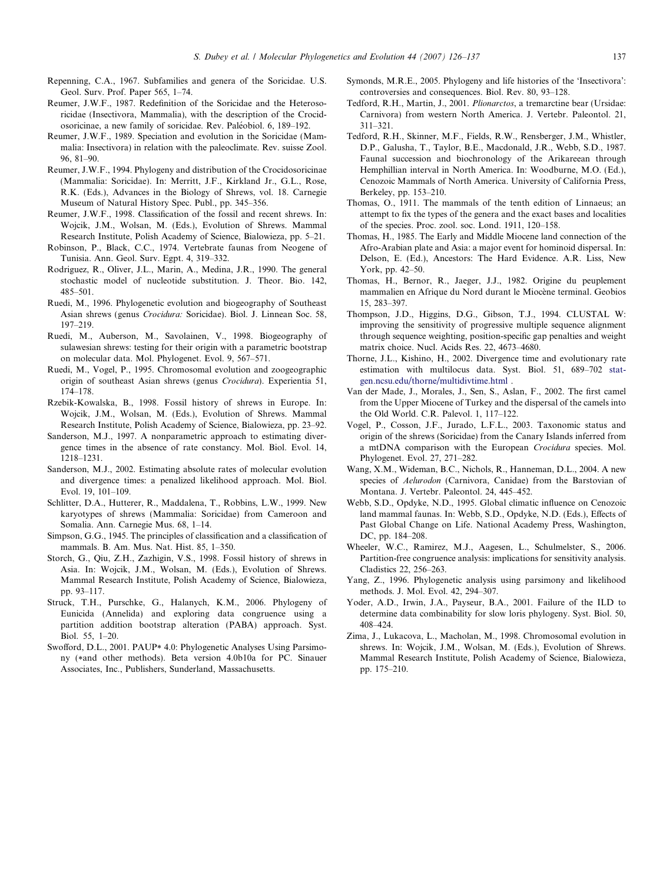Repenning, C.A., 1967. Subfamilies and genera of the Soricidae. U.S. Geol. Surv. Prof. Paper 565, 1–74.

Reumer, J.W.F., 1987. Redefinition of the Soricidae and the Heterosoricidae (Insectivora, Mammalia), with the description of the Crocidosoricinae, a new family of soricidae. Rev. Paléobiol. 6, 189–192.

Reumer, J.W.F., 1989. Speciation and evolution in the Soricidae (Mammalia: Insectivora) in relation with the paleoclimate. Rev. suisse Zool. 96, 81–90.

Reumer, J.W.F., 1994. Phylogeny and distribution of the Crocidosoricinae (Mammalia: Soricidae). In: Merritt, J.F., Kirkland Jr., G.L., Rose, R.K. (Eds.), Advances in the Biology of Shrews, vol. 18. Carnegie Museum of Natural History Spec. Publ., pp. 345–356.

Reumer, J.W.F., 1998. Classification of the fossil and recent shrews. In: Wojcik, J.M., Wolsan, M. (Eds.), Evolution of Shrews. Mammal Research Institute, Polish Academy of Science, Bialowieza, pp. 5–21.

Robinson, P., Black, C.C., 1974. Vertebrate faunas from Neogene of Tunisia. Ann. Geol. Surv. Egpt. 4, 319–332.

Rodriguez, R., Oliver, J.L., Marin, A., Medina, J.R., 1990. The general stochastic model of nucleotide substitution. J. Theor. Bio. 142, 485–501.

Ruedi, M., 1996. Phylogenetic evolution and biogeography of Southeast Asian shrews (genus *Crocidura:* Soricidae). Biol. J. Linnean Soc. 58, 197–219.

Ruedi, M., Auberson, M., Savolainen, V., 1998. Biogeography of sulawesian shrews: testing for their origin with a parametric bootstrap on molecular data. Mol. Phylogenet. Evol. 9, 567–571.

Ruedi, M., Vogel, P., 1995. Chromosomal evolution and zoogeographic origin of southeast Asian shrews (genus *Crocidura*). Experientia 51, 174–178.

Rzebik-Kowalska, B., 1998. Fossil history of shrews in Europe. In: Wojcik, J.M., Wolsan, M. (Eds.), Evolution of Shrews. Mammal Research Institute, Polish Academy of Science, Bialowieza, pp. 23–92.

Sanderson, M.J., 1997. A nonparametric approach to estimating divergence times in the absence of rate constancy. Mol. Biol. Evol. 14, 1218–1231.

Sanderson, M.J., 2002. Estimating absolute rates of molecular evolution and divergence times: a penalized likelihood approach. Mol. Biol. Evol. 19, 101–109.

Schlitter, D.A., Hutterer, R., Maddalena, T., Robbins, L.W., 1999. New karyotypes of shrews (Mammalia: Soricidae) from Cameroon and Somalia. Ann. Carnegie Mus. 68, 1–14.

Simpson, G.G., 1945. The principles of classification and a classification of mammals. B. Am. Mus. Nat. Hist. 85, 1–350.

Storch, G., Qiu, Z.H., Zazhigin, V.S., 1998. Fossil history of shrews in Asia. In: Wojcik, J.M., Wolsan, M. (Eds.), Evolution of Shrews. Mammal Research Institute, Polish Academy of Science, Bialowieza, pp. 93–117.

Struck, T.H., Purschke, G., Halanych, K.M., 2006. Phylogeny of Eunicida (Annelida) and exploring data congruence using a partition addition bootstrap alteration (PABA) approach. Syst. Biol. 55, 1–20.

Swofford, D.L., 2001. PAUP* 4.0: Phylogenetic Analyses Using Parsimony (*and other methods). Beta version 4.0b10a for PC. Sinauer Associates, Inc., Publishers, Sunderland, Massachusetts.

Symonds, M.R.E., 2005. Phylogeny and life histories of the 'Insectivora': controversies and consequences. Biol. Rev. 80, 93–128.

Tedford, R.H., Martin, J., 2001. *Plionarctos*, a tremarctine bear (Ursidae: Carnivora) from western North America. J. Vertebr. Paleontol. 21, 311–321.

Tedford, R.H., Skinner, M.F., Fields, R.W., Rensberger, J.M., Whistler, D.P., Galusha, T., Taylor, B.E., Macdonald, J.R., Webb, S.D., 1987. Faunal succession and biochronology of the Arikareean through Hemphillian interval in North America. In: Woodburne, M.O. (Ed.), Cenozoic Mammals of North America. University of California Press, Berkeley, pp. 153–210.

Thomas, O., 1911. The mammals of the tenth edition of Linnaeus; an attempt to fix the types of the genera and the exact bases and localities of the species. Proc. zool. soc. Lond. 1911, 120–158.

Thomas, H., 1985. The Early and Middle Miocene land connection of the Afro-Arabian plate and Asia: a major event for hominoid dispersal. In: Delson, E. (Ed.), Ancestors: The Hard Evidence. A.R. Liss, New York, pp. 42–50.

Thomas, H., Bernor, R., Jaeger, J.J., 1982. Origine du peuplement mammalien en Afrique du Nord durant le Miocène terminal. Geobios 15, 283–397.

Thompson, J.D., Higgins, D.G., Gibson, T.J., 1994. CLUSTAL W: improving the sensitivity of progressive multiple sequence alignment through sequence weighting, position-specific gap penalties and weight matrix choice. Nucl. Acids Res. 22, 4673–4680.

Thorne, J.L., Kishino, H., 2002. Divergence time and evolutionary rate estimation with multilocus data. Syst. Biol. 51, 689–702 statgen.ncsu.edu/thorne/multidivtime.html .

Van der Made, J., Morales, J., Sen, S., Aslan, F., 2002. The first camel from the Upper Miocene of Turkey and the dispersal of the camels into the Old World. C.R. Palevol. 1, 117–122.

Vogel, P., Cosson, J.F., Jurado, L.F.L., 2003. Taxonomic status and origin of the shrews (Soricidae) from the Canary Islands inferred from a mtDNA comparison with the European *Crocidura* species. Mol. Phylogenet. Evol. 27, 271–282.

Wang, X.M., Wideman, B.C., Nichols, R., Hanneman, D.L., 2004. A new species of *Aelurodon* (Carnivora, Canidae) from the Barstovian of Montana. J. Vertebr. Paleontol. 24, 445–452.

Webb, S.D., Opdyke, N.D., 1995. Global climatic influence on Cenozoic land mammal faunas. In: Webb, S.D., Opdyke, N.D. (Eds.), Effects of Past Global Change on Life. National Academy Press, Washington, DC, pp. 184–208.

Wheeler, W.C., Ramirez, M.J., Aagesen, L., Schulmelster, S., 2006. Partition-free congruence analysis: implications for sensitivity analysis. Cladistics 22, 256–263.

Yang, Z., 1996. Phylogenetic analysis using parsimony and likelihood methods. J. Mol. Evol. 42, 294–307.

Yoder, A.D., Irwin, J.A., Payseur, B.A., 2001. Failure of the ILD to determine data combinability for slow loris phylogeny. Syst. Biol. 50, 408–424.

Zima, J., Lukacova, L., Macholan, M., 1998. Chromosomal evolution in shrews. In: Wojcik, J.M., Wolsan, M. (Eds.), Evolution of Shrews. Mammal Research Institute, Polish Academy of Science, Bialowieza, pp. 175–210.